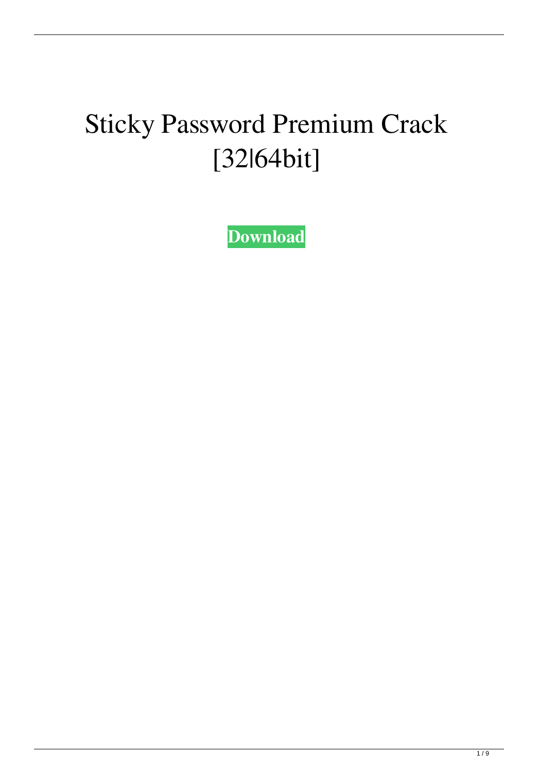# Sticky Password Premium Crack [32|64bit]

**Download**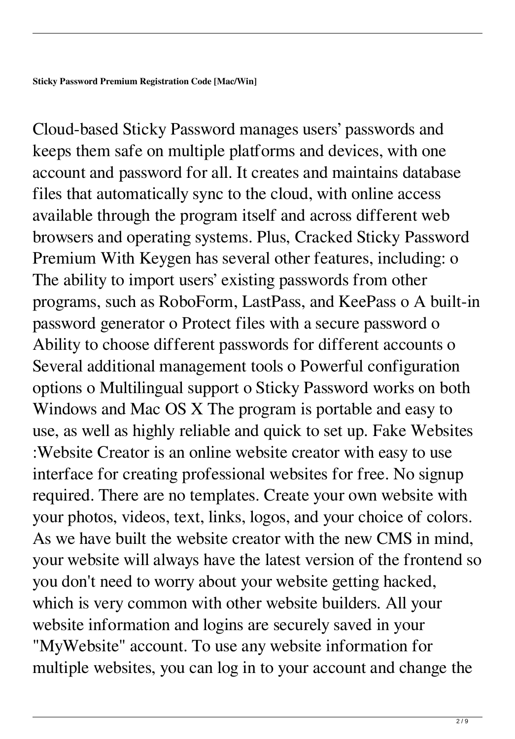**Sticky Password Premium Registration Code [Mac/Win]**

Cloud-based Sticky Password manages users' passwords and keeps them safe on multiple platforms and devices, with one account and password for all. It creates and maintains database files that automatically sync to the cloud, with online access available through the program itself and across different web browsers and operating systems. Plus, Cracked Sticky Password Premium With Keygen has several other features, including: o The ability to import users' existing passwords from other programs, such as RoboForm, LastPass, and KeePass o A built-in password generator o Protect files with a secure password o Ability to choose different passwords for different accounts o Several additional management tools o Powerful configuration options o Multilingual support o Sticky Password works on both Windows and Mac OS X The program is portable and easy to use, as well as highly reliable and quick to set up. Fake Websites :Website Creator is an online website creator with easy to use interface for creating professional websites for free. No signup required. There are no templates. Create your own website with your photos, videos, text, links, logos, and your choice of colors. As we have built the website creator with the new CMS in mind, your website will always have the latest version of the frontend so you don't need to worry about your website getting hacked, which is very common with other website builders. All your website information and logins are securely saved in your "MyWebsite" account. To use any website information for multiple websites, you can log in to your account and change the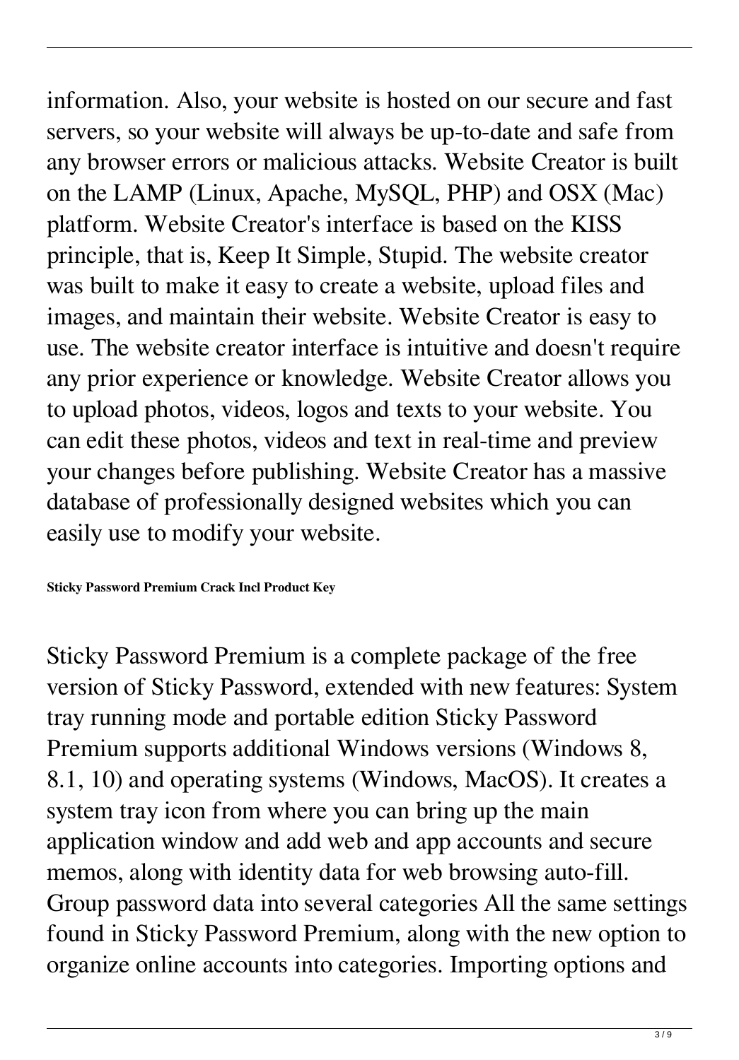information. Also, your website is hosted on our secure and fast servers, so your website will always be up-to-date and safe from any browser errors or malicious attacks. Website Creator is built on the LAMP (Linux, Apache, MySQL, PHP) and OSX (Mac) platform. Website Creator's interface is based on the KISS principle, that is, Keep It Simple, Stupid. The website creator was built to make it easy to create a website, upload files and images, and maintain their website. Website Creator is easy to use. The website creator interface is intuitive and doesn't require any prior experience or knowledge. Website Creator allows you to upload photos, videos, logos and texts to your website. You can edit these photos, videos and text in real-time and preview your changes before publishing. Website Creator has a massive database of professionally designed websites which you can easily use to modify your website.

**Sticky Password Premium Crack Incl Product Key**

Sticky Password Premium is a complete package of the free version of Sticky Password, extended with new features: System tray running mode and portable edition Sticky Password Premium supports additional Windows versions (Windows 8, 8.1, 10) and operating systems (Windows, MacOS). It creates a system tray icon from where you can bring up the main application window and add web and app accounts and secure memos, along with identity data for web browsing auto-fill. Group password data into several categories All the same settings found in Sticky Password Premium, along with the new option to organize online accounts into categories. Importing options and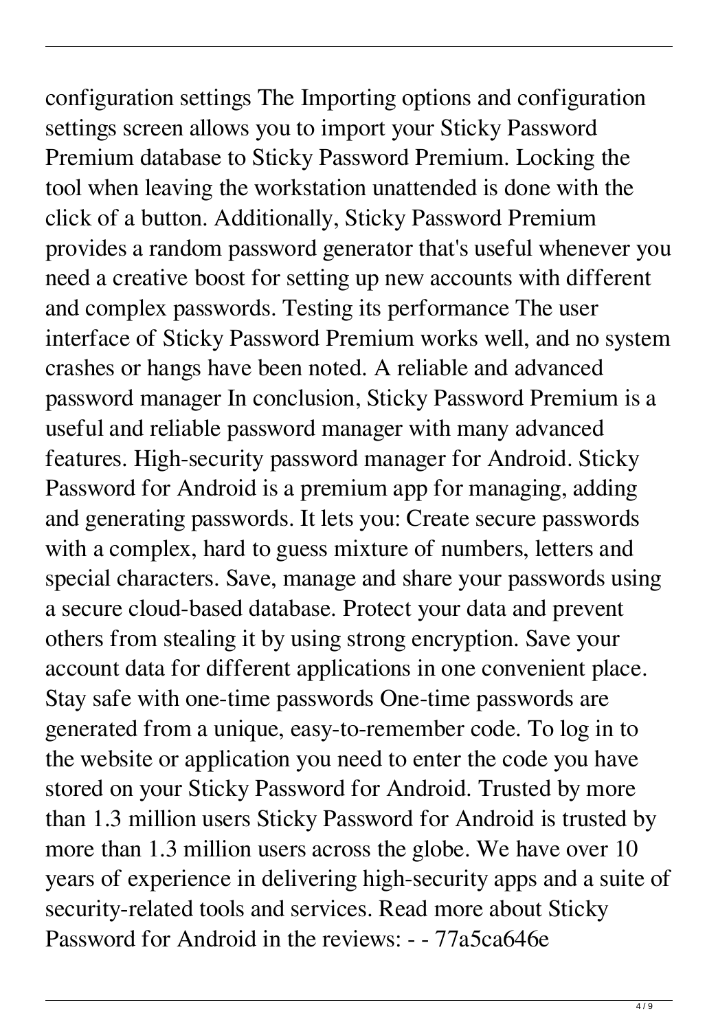configuration settings The Importing options and configuration settings screen allows you to import your Sticky Password Premium database to Sticky Password Premium. Locking the tool when leaving the workstation unattended is done with the click of a button. Additionally, Sticky Password Premium provides a random password generator that's useful whenever you need a creative boost for setting up new accounts with different and complex passwords. Testing its performance The user interface of Sticky Password Premium works well, and no system crashes or hangs have been noted. A reliable and advanced password manager In conclusion, Sticky Password Premium is a useful and reliable password manager with many advanced features. High-security password manager for Android. Sticky Password for Android is a premium app for managing, adding and generating passwords. It lets you: Create secure passwords with a complex, hard to guess mixture of numbers, letters and special characters. Save, manage and share your passwords using a secure cloud-based database. Protect your data and prevent others from stealing it by using strong encryption. Save your account data for different applications in one convenient place. Stay safe with one-time passwords One-time passwords are generated from a unique, easy-to-remember code. To log in to the website or application you need to enter the code you have stored on your Sticky Password for Android. Trusted by more than 1.3 million users Sticky Password for Android is trusted by more than 1.3 million users across the globe. We have over 10 years of experience in delivering high-security apps and a suite of security-related tools and services. Read more about Sticky Password for Android in the reviews: - - 77a5ca646e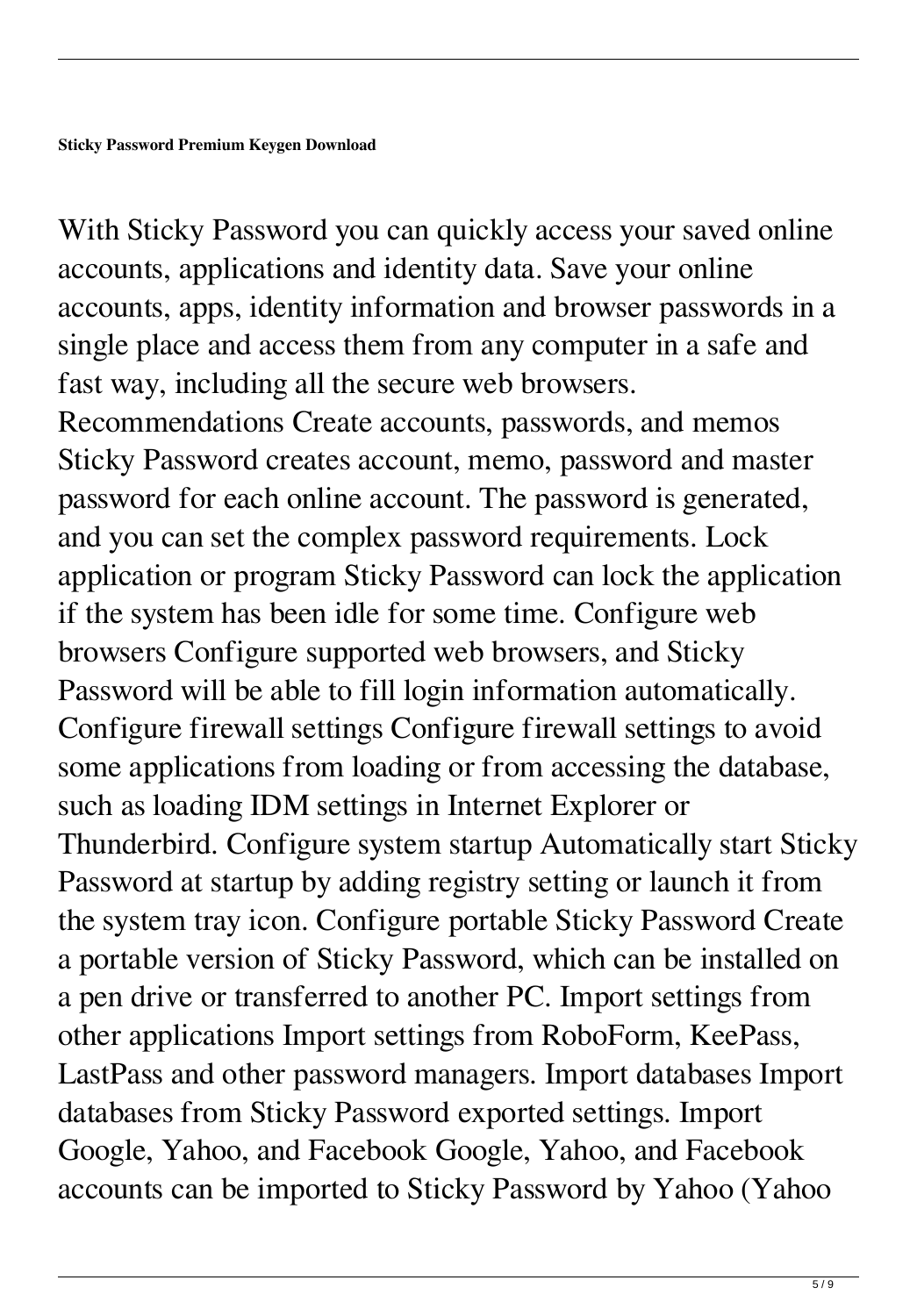**Sticky Password Premium Keygen Download**

With Sticky Password you can quickly access your saved online accounts, applications and identity data. Save your online accounts, apps, identity information and browser passwords in a single place and access them from any computer in a safe and fast way, including all the secure web browsers. Recommendations Create accounts, passwords, and memos Sticky Password creates account, memo, password and master password for each online account. The password is generated, and you can set the complex password requirements. Lock application or program Sticky Password can lock the application if the system has been idle for some time. Configure web browsers Configure supported web browsers, and Sticky Password will be able to fill login information automatically. Configure firewall settings Configure firewall settings to avoid some applications from loading or from accessing the database, such as loading IDM settings in Internet Explorer or Thunderbird. Configure system startup Automatically start Sticky Password at startup by adding registry setting or launch it from the system tray icon. Configure portable Sticky Password Create a portable version of Sticky Password, which can be installed on a pen drive or transferred to another PC. Import settings from other applications Import settings from RoboForm, KeePass, LastPass and other password managers. Import databases Import databases from Sticky Password exported settings. Import Google, Yahoo, and Facebook Google, Yahoo, and Facebook accounts can be imported to Sticky Password by Yahoo (Yahoo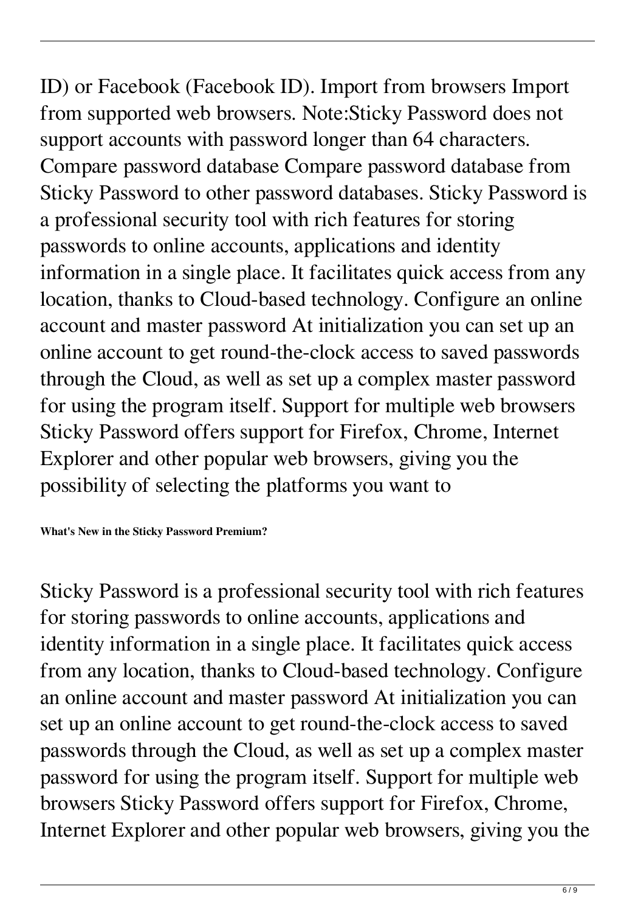ID) or Facebook (Facebook ID). Import from browsers Import from supported web browsers. Note:Sticky Password does not support accounts with password longer than 64 characters. Compare password database Compare password database from Sticky Password to other password databases. Sticky Password is a professional security tool with rich features for storing passwords to online accounts, applications and identity information in a single place. It facilitates quick access from any location, thanks to Cloud-based technology. Configure an online account and master password At initialization you can set up an online account to get round-the-clock access to saved passwords through the Cloud, as well as set up a complex master password for using the program itself. Support for multiple web browsers Sticky Password offers support for Firefox, Chrome, Internet Explorer and other popular web browsers, giving you the possibility of selecting the platforms you want to

**What's New in the Sticky Password Premium?**

Sticky Password is a professional security tool with rich features for storing passwords to online accounts, applications and identity information in a single place. It facilitates quick access from any location, thanks to Cloud-based technology. Configure an online account and master password At initialization you can set up an online account to get round-the-clock access to saved passwords through the Cloud, as well as set up a complex master password for using the program itself. Support for multiple web browsers Sticky Password offers support for Firefox, Chrome, Internet Explorer and other popular web browsers, giving you the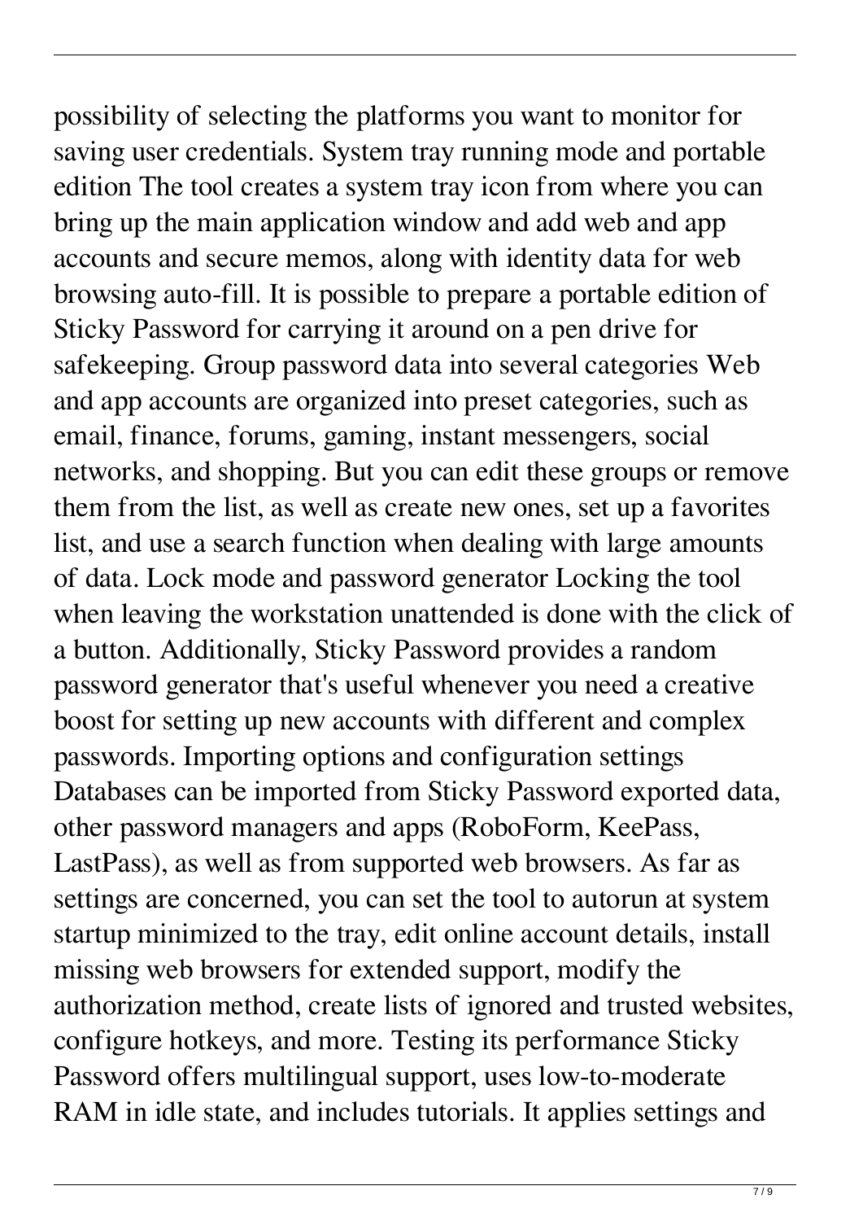possibility of selecting the platforms you want to monitor for saving user credentials. System tray running mode and portable edition The tool creates a system tray icon from where you can bring up the main application window and add web and app accounts and secure memos, along with identity data for web browsing auto-fill. It is possible to prepare a portable edition of Sticky Password for carrying it around on a pen drive for safekeeping. Group password data into several categories Web and app accounts are organized into preset categories, such as email, finance, forums, gaming, instant messengers, social networks, and shopping. But you can edit these groups or remove them from the list, as well as create new ones, set up a favorites list, and use a search function when dealing with large amounts of data. Lock mode and password generator Locking the tool when leaving the workstation unattended is done with the click of a button. Additionally, Sticky Password provides a random password generator that's useful whenever you need a creative boost for setting up new accounts with different and complex passwords. Importing options and configuration settings Databases can be imported from Sticky Password exported data, other password managers and apps (RoboForm, KeePass, LastPass), as well as from supported web browsers. As far as settings are concerned, you can set the tool to autorun at system startup minimized to the tray, edit online account details, install missing web browsers for extended support, modify the authorization method, create lists of ignored and trusted websites, configure hotkeys, and more. Testing its performance Sticky Password offers multilingual support, uses low-to-moderate RAM in idle state, and includes tutorials. It applies settings and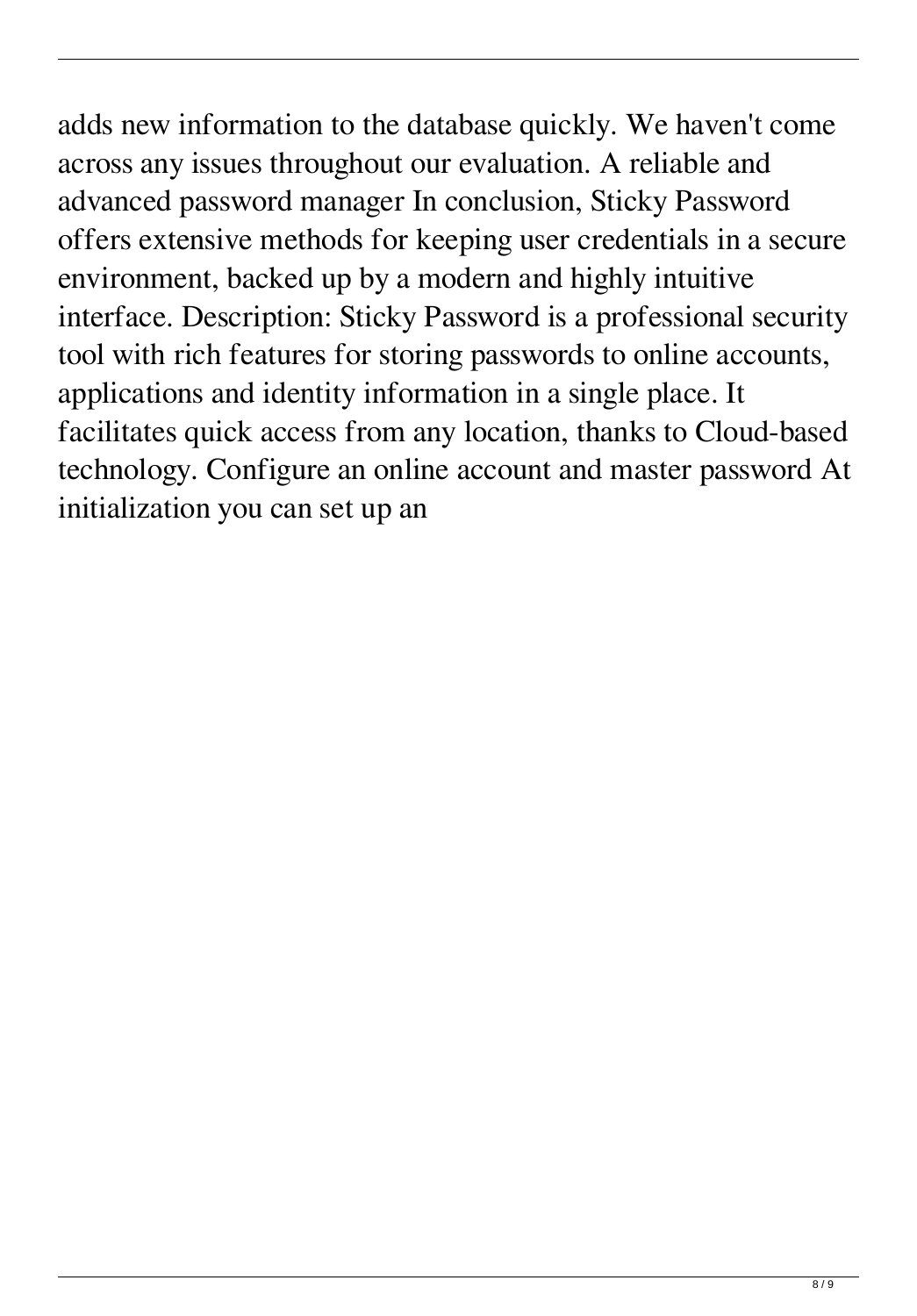adds new information to the database quickly. We haven't come across any issues throughout our evaluation. A reliable and advanced password manager In conclusion, Sticky Password offers extensive methods for keeping user credentials in a secure environment, backed up by a modern and highly intuitive interface. Description: Sticky Password is a professional security tool with rich features for storing passwords to online accounts, applications and identity information in a single place. It facilitates quick access from any location, thanks to Cloud-based technology. Configure an online account and master password At initialization you can set up an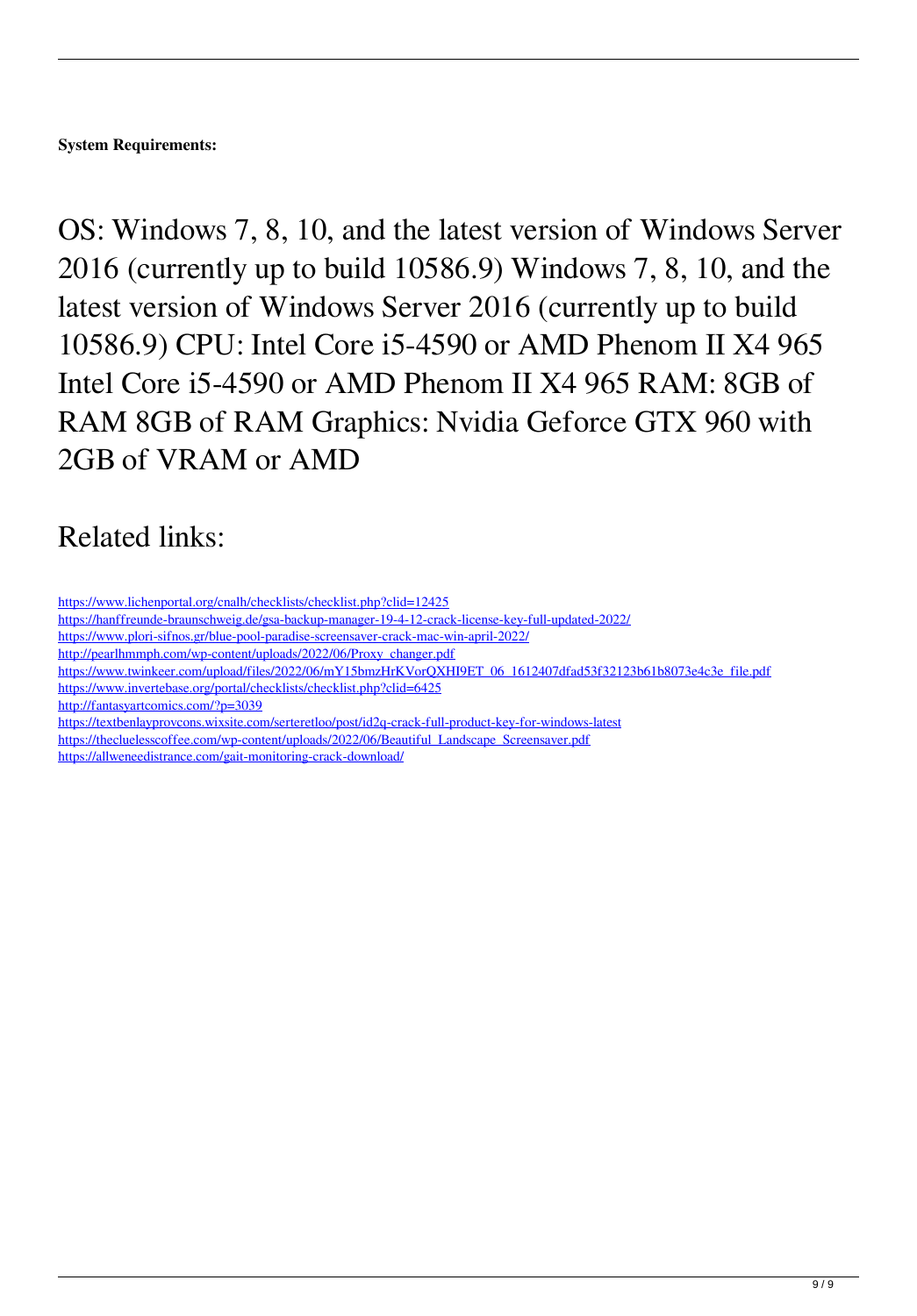**System Requirements:**

OS: Windows 7, 8, 10, and the latest version of Windows Server 2016 (currently up to build 10586.9) Windows 7, 8, 10, and the latest version of Windows Server 2016 (currently up to build 10586.9) CPU: Intel Core i5-4590 or AMD Phenom II X4 965 Intel Core i5-4590 or AMD Phenom II X4 965 RAM: 8GB of RAM 8GB of RAM Graphics: Nvidia Geforce GTX 960 with 2GB of VRAM or AMD

Related links:

https://www.lichenportal.org/cnalh/checklists/checklist.php?clid=12425
https://hanffreunde-braunschweig.de/gsa-backup-manager-19-4-12-crack-license-key-full-updated-2022/
https://www.plori-sifnos.gr/blue-pool-paradise-screensaver-crack-mac-win-april-2022/
http://pearlhmmph.com/wp-content/uploads/2022/06/Proxy_changer.pdf
https://www.twinkeer.com/upload/files/2022/06/mY15bmzHrKVorQXHI9ET_06_1612407dfad53f32123b61b8073e4c3e_file.pdf
https://www.invertebase.org/portal/checklists/checklist.php?clid=6425
http://fantasyartcomics.com/?p=3039
https://textbenlayprovcons.wixsite.com/serteretloo/post/id2q-crack-full-product-key-for-windows-latest
https://thecluelesscoffee.com/wp-content/uploads/2022/06/Beautiful_Landscape_Screensaver.pdf
https://allweneedistrance.com/gait-monitoring-crack-download/